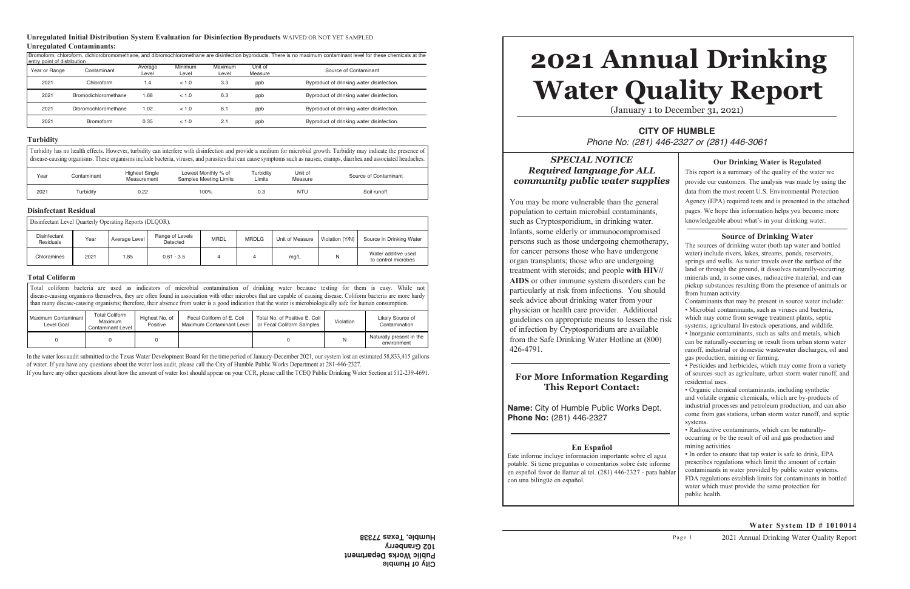**Unregulated Initial Distribution System Evaluation for Disinfection Byproducts** WAIVED OR NOT YET SAMPLED

**Unregulated Contaminants:**

| Bromoform, chloroform, dichlorobromomethane, and dibromochloromethane are disinfection byproducts. There is no maximum contaminant level for these chemicals at the entry point of distribution | | | | | | |
|---|---|---|---|---|---|---|
| Year or Range | Contaminant | Average Level | Minimum Level | Maximum Level | Unit of Measure | Source of Contaminant |
| 2021 | Chloroform | 1.4 | < 1.0 | 3.3 | ppb | Byproduct of drinking water disinfection. |
| 2021 | Bromodichloromethane | 1.68 | < 1.0 | 6.3 | ppb | Byproduct of drinking water disinfection. |
| 2021 | Dibromochloromethane | 1.02 | < 1.0 | 6.1 | ppb | Byproduct of drinking water disinfection. |
| 2021 | Bromoform | 0.35 | < 1.0 | 2.1 | ppb | Byproduct of drinking water disinfection. |

**Turbidity**

Turbidity has no health effects. However, turbidity can interfere with disinfection and provide a medium for microbial growth. Turbidity may indicate the presence of disease-causing organisms. These organisms include bacteria, viruses, and parasites that can cause symptoms such as nausea, cramps, diarrhea and associated headaches.

| Year | Contaminant | Highest Single Measurement | Lowest Monthly % of Samples Meeting Limits | Turbidity Limits | Unit of Measure | Source of Contaminant |
|---|---|---|---|---|---|---|
| 2021 | Turbidity | 0.22 | 100% | 0.3 | NTU | Soil runoff. |

**Disinfectant Residual**

Disinfectant Level Quarterly Operating Reports (DLQOR).

| Disinfectant Residuals | Year | Average Level | Range of Levels Detected | MRDL | MRDLG | Unit of Measure | Violation (Y/N) | Source in Drinking Water |
|---|---|---|---|---|---|---|---|---|
| Chloramines | 2021 | 1.85 | 0.61 - 3.5 | 4 | 4 | mg/L | N | Water additive used to control microbes |

**Total Coliform**

Total coliform bacteria are used as indicators of microbial contamination of drinking water because testing for them is easy. While not disease-causing organisms themselves, they are often found in association with other microbes that are capable of causing disease. Coliform bacteria are more hardy than many disease-causing organisms; therefore, their absence from water is a good indication that the water is microbiologically safe for human consumption.

| Maximum Contaminant Level Goal | Total Coliform Maximum Contaminant Level | Highest No. of Positive | Fecal Coliform of E. Coli Maximum Contaminant Level | Total No. of Positive E. Coli or Fecal Coliform Samples | Violation | Likely Source of Contamination |
|---|---|---|---|---|---|---|
| 0 | 0 | 0 | | 0 | N | Naturally present in the environment |

In the water loss audit submitted to the Texas Water Development Board for the time period of January-December 2021, our system lost an estimated 58,833,415 gallons of water. If you have any questions about the water loss audit, please call the City of Humble Public Works Department at 281-446-2327.

If you have any other questions about how the amount of water lost should appear on your CCR, please call the TCEQ Public Drinking Water Section at 512-239-4691.

**City of Humble**
**Public Works Department**
**102 Granberry**
**Humble, Texas 77338**

# 2021 Annual Drinking Water Quality Report

(January 1 to December 31, 2021)

## CITY OF HUMBLE

*Phone No: (281) 446-2327 or (281) 446-3061*

### *SPECIAL NOTICE*
### *Required language for ALL community public water supplies*

You may be more vulnerable than the general population to certain microbial contaminants, such as Cryptosporidium, in drinking water. Infants, some elderly or immunocompromised persons such as those undergoing chemotherapy, for cancer persons those who have undergone organ transplants; those who are undergoing treatment with steroids; and people **with HIV// AIDS** or other immune system disorders can be particularly at risk from infections. You should seek advice about drinking water from your physician or health care provider. Additional guidelines on appropriate means to lessen the risk of infection by Cryptosporidium are available from the Safe Drinking Water Hotline at (800) 426-4791.

### For More Information Regarding This Report Contact:

**Name:** City of Humble Public Works Dept.
**Phone No:** (281) 446-2327

### En Español

Este informe incluye información importante sobre el agua potable. Si tiene preguntas o comentarios sobre éste informe en español favor de llamar al tel. (281) 446-2327 - para hablar con una bilingüe en español.

### Our Drinking Water is Regulated

This report is a summary of the quality of the water we provide our customers. The analysis was made by using the data from the most recent U.S. Environmental Protection Agency (EPA) required tests and is presented in the attached pages. We hope this information helps you become more knowledgeable about what's in your drinking water.

### Source of Drinking Water

The sources of drinking water (both tap water and bottled water) include rivers, lakes, streams, ponds, reservoirs, springs and wells. As water travels over the surface of the land or through the ground, it dissolves naturally-occurring minerals and, in some cases, radioactive material, and can pickup substances resulting from the presence of animals or from human activity.

Contaminants that may be present in source water include:

- Microbial contaminants, such as viruses and bacteria, which may come from sewage treatment plants, septic systems, agricultural livestock operations, and wildlife.
- Inorganic contaminants, such as salts and metals, which can be naturally-occurring or result from urban storm water runoff, industrial or domestic wastewater discharges, oil and gas production, mining or farming.
- Pesticides and herbicides, which may come from a variety of sources such as agriculture, urban storm water runoff, and residential uses.
- Organic chemical contaminants, including synthetic and volatile organic chemicals, which are by-products of industrial processes and petroleum production, and can also come from gas stations, urban storm water runoff, and septic systems.
- Radioactive contaminants, which can be naturally-occurring or be the result of oil and gas production and mining activities.
- In order to ensure that tap water is safe to drink, EPA prescribes regulations which limit the amount of certain contaminants in water provided by public water systems. FDA regulations establish limits for contaminants in bottled water which must provide the same protection for public health.

**Water System ID # 1010014**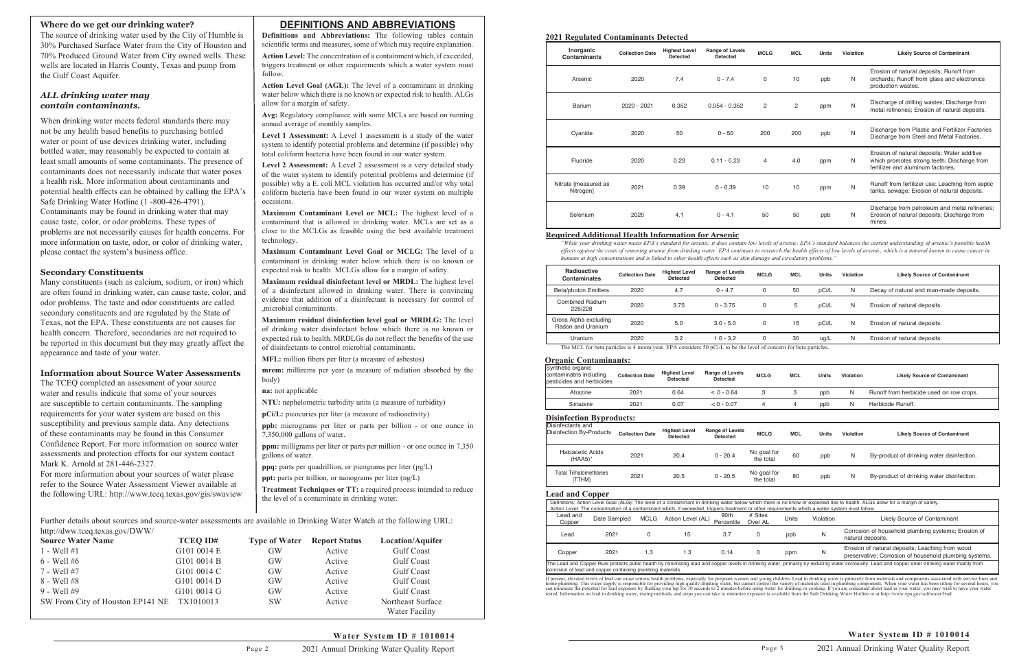## Where do we get our drinking water?

The source of drinking water used by the City of Humble is 30% Purchased Surface Water from the City of Houston and 70% Produced Ground Water from City owned wells. These wells are located in Harris County, Texas and pump from the Gulf Coast Aquifer.

### *ALL drinking water may contain contaminants.*

When drinking water meets federal standards there may not be any health based benefits to purchasing bottled water or point of use devices drinking water, including bottled water, may reasonably be expected to contain at least small amounts of some contaminants. The presence of contaminants does not necessarily indicate that water poses a health risk. More information about contaminants and potential health effects can be obtained by calling the EPA's Safe Drinking Water Hotline (1 -800-426-4791). Contaminants may be found in drinking water that may cause taste, color, or odor problems. These types of problems are not necessarily causes for health concerns. For more information on taste, odor, or color of drinking water, please contact the system's business office.

## Secondary Constituents

Many constituents (such as calcium, sodium, or iron) which are often found in drinking water, can cause taste, color, and odor problems. The taste and odor constituents are called secondary constituents and are regulated by the State of Texas, not the EPA. These constituents are not causes for health concern. Therefore, secondaries are not required to be reported in this document but they may greatly affect the appearance and taste of your water.

## Information about Source Water Assessments

The TCEQ completed an assessment of your source water and results indicate that some of your sources are susceptible to certain contaminants. The sampling requirements for your water system are based on this susceptibility and previous sample data. Any detections of these contaminants may be found in this Consumer Confidence Report. For more information on source water assessments and protection efforts for our system contact Mark K. Arnold at 281-446-2327.

For more information about your sources of water please refer to the Source Water Assessment Viewer available at the following URL: http://www.tceq.texas.gov/gis/swaview

## DEFINITIONS AND ABBREVIATIONS

**Definitions and Abbreviations:** The following tables contain scientific terms and measures, some of which may require explanation.

**Action Level:** The concentration of a containment which, if exceeded, triggers treatment or other requirements which a water system must follow.

**Action Level Goal (AGL):** The level of a contaminant in drinking water below which there is no known or expected risk to health. ALGs allow for a margin of safety.

**Avg:** Regulatory compliance with some MCLs are based on running annual average of monthly samples.

**Level 1 Assessment:** A Level 1 assessment is a study of the water system to identify potential problems and determine (if possible) why total coliform bacteria have been found in our water system.

**Level 2 Assessment:** A Level 2 assessment is a very detailed study of the water system to identify potential problems and determine (if possible) why a E. coli MCL violation has occurred and/or why total coliform bacteria have been found in our water system on multiple occasions.

**Maximum Contaminant Level or MCL:** The highest level of a contaminant that is allowed in drinking water. MCLs are set as a close to the MCLGs as feasible using the best available treatment technology.

**Maximum Contaminant Level Goal or MCLG:** The level of a contaminant in drinking water below which there is no known or expected risk to health. MCLGs allow for a margin of safety.

**Maximum residual disinfectant level or MRDL:** The highest level of a disinfectant allowed in drinking water. There is convincing evidence that addition of a disinfectant is necessary for control of ,microbial contaminants.

**Maximum residual disinfection level goal or MRDLG:** The level of drinking water disinfectant below which there is no known or expected risk to health. MRDLGs do not reflect the benefits of the use of disinfectants to control microbial contaminants.

**MFL:** million fibers per liter (a measure of asbestos)

**mrem:** millirems per year (a measure of radiation absorbed by the body)

**na:** not applicable

**NTU:** nephelometric turbidity units (a measure of turbidity)

**pCi/L:** picocuries per liter (a measure of radioactivity)

**ppb:** micrograms per liter or parts per billion - or one ounce in 7,350,000 gallons of water.

**ppm:** milligrams per liter or parts per million - or one ounce in 7,350 gallons of water.

**ppq:** parts per quadrillion, or picograms per liter (pg/L)

**ppt:** parts per trillion, or nanograms per liter (ng/L)

**Treatment Techniques or TT:** a required process intended to reduce the level of a contaminate in drinking water.

Further details about sources and source-water assessments are available in Drinking Water Watch at the following URL: http://dww.tceq.texas.gov/DWW/

| Source Water Name | TCEQ ID# | Type of Water | Report Status | Location/Aquifer |
|---|---|---|---|---|
| 1 - Well #1 | G101 0014 E | GW | Active | Gulf Coast |
| 6 - Well #6 | G101 0014 B | GW | Active | Gulf Coast |
| 7 - Well #7 | G101 0014 C | GW | Active | Gulf Coast |
| 8 - Well #8 | G101 0014 D | GW | Active | Gulf Coast |
| 9 - Well #9 | G101 0014 G | GW | Active | Gulf Coast |
| SW From City of Houston EP141 NE | TX1010013 | SW | Active | Northeast Surface Water Facility |

## 2021 Regulated Contaminants Detected

| Inorganic Contaminants | Collection Date | Highest Level Detected | Range of Levels Detected | MCLG | MCL | Units | Violation | Likely Source of Contaminant |
|---|---|---|---|---|---|---|---|---|
| Arsenic | 2020 | 7.4 | 0 - 7.4 | 0 | 10 | ppb | N | Erosion of natural deposits; Runoff from orchards; Runoff from glass and electronics production wastes. |
| Barium | 2020 - 2021 | 0.352 | 0.054 - 0.352 | 2 | 2 | ppm | N | Discharge of drilling wastes; Discharge from metal refineries; Erosion of natural deposits. |
| Cyanide | 2020 | 50 | 0 - 50 | 200 | 200 | ppb | N | Discharge from Plastic and Fertilizer Factories Discharge from Steel and Metal Factories. |
| Fluoride | 2020 | 0.23 | 0.11 - 0.23 | 4 | 4.0 | ppm | N | Erosion of natural deposits; Water additive which promotes strong teeth; Discharge from fertilizer and aluminum factories. |
| Nitrate [measured as Nitrogen] | 2021 | 0.39 | 0 - 0.39 | 10 | 10 | ppm | N | Runoff from fertilizer use; Leaching from septic tanks, sewage; Erosion of natural deposits. |
| Selenium | 2020 | 4.1 | 0 - 4.1 | 50 | 50 | ppb | N | Discharge from petroleum and metal refineries; Erosion of natural deposits; Discharge from mines. |

### Required Additional Health Information for Arsenic

*"While your drinking water meets EPA's standard for arsenic, it does contain low levels of arsenic. EPA's standard balances the current understanding of arsenic's possible health effects against the costs of removing arsenic from drinking water. EPA continues to research the health effects of low levels of arsenic, which is a mineral known to cause cancer in humans at high concentrations and is linked to other health effects such as skin damage and circulatory problems."*

| Radioactive Contaminates | Collection Date | Highest Level Detected | Range of Levels Detected | MCLG | MCL | Units | Violation | Likely Source of Contaminant |
|---|---|---|---|---|---|---|---|---|
| Beta/photon Emitters | 2020 | 4.7 | 0 - 4.7 | 0 | 50 | pCi/L | N | Decay of natural and man-made deposits. |
| Combined Radium 226/228 | 2020 | 3.75 | 0 - 3.75 | 0 | 5 | pCi/L | N | Erosion of natural deposits. |
| Gross Alpha excluding Radon and Uranium | 2020 | 5.0 | 3.0 - 5.0 | 0 | 15 | pCi/L | N | Erosion of natural deposits. |
| Uranium | 2020 | 3.2 | 1.0 - 3.2 | 0 | 30 | ug/L | N | Erosion of natural deposits. |

The MCL for beta particles is 4 mrem/year. EPA considers 50 pCi/L to be the level of concern for beta particles.

### Organic Contaminants:

| Synthetic organic contaminatns including pesticides and herbicides | Collection Date | Highest Level Detected | Range of Levels Detected | MCLG | MCL | Units | Violation | Likely Source of Contaminant |
|---|---|---|---|---|---|---|---|---|
| Atrazine | 2021 | 0.64 | < 0 - 0.64 | 3 | 3 | ppb | N | Runoff from herbicide used on row crops. |
| Simazene | 2021 | 0.07 | < 0 - 0.07 | 4 | 4 | ppb | N | Herbicide Runoff. |

### Disinfection Byproducts:

| Disinfectants and Disinfection By-Products | Collection Date | Highest Level Detected | Range of Levels Detected | MCLG | MCL | Units | Violation | Likely Source of Contaminant |
|---|---|---|---|---|---|---|---|---|
| Haloacetic Acids (HAA5)* | 2021 | 20.4 | 0 - 20.4 | No goal for the total | 60 | ppb | N | By-product of drinking water disinfection. |
| Total Trihalomethanes (TTHM) | 2021 | 20.5 | 0 - 20.5 | No goal for the total | 80 | ppb | N | By-product of drinking water disinfection. |

### Lead and Copper

Definitions: Action Level Goal (ALG): The level of a contaminant in drinking water below which there is no know or expected risk to health. ALGs allow for a margin of safety.
Action Level: The concentration of a contaminant which, if exceeded, triggers treatment or other requirements which a water system must follow.

| Lead and Copper | Date Sampled | MCLG | Action Level (AL) | 90th Percentile | # Sites Over AL | Units | Violation | Likely Source of Contaminant |
|---|---|---|---|---|---|---|---|---|
| Lead | 2021 | 0 | 15 | 3.7 | 0 | ppb | N | Corrosion of household plumbing systems; Erosion of natural deposits. |
| Copper | 2021 | 1.3 | 1.3 | 0.14 | 0 | ppm | N | Erosion of natural deposits; Leaching from wood preservative; Corrosion of household plumbing systems. |

The Lead and Copper Rule protects pubic health by minimizing lead and copper levels in drinking water, primarily by reducing water corrosivity. Lead and copper enter drinking water mainly from corrosion of lead and copper containing plumbing materials.

If present, elevated levels of lead can cause serious health problems, especially for pregnant women and young children. Lead in drinking water is primarily from materials and components associated with service lines and home plumbing. This water supply is responsible for providing high quality drinking water, but cannot control the variety of materials used in plumbing components. When your water has been sitting for several hours, you can minimize the potential for lead exposure by flushing your tap for 30 seconds to 2 minutes before using water for drinking or cooking. If you are concerned about lead in your water, you may wish to have your water tested. Information on lead in drinking water, testing methods, and steps you can take to minimize exposure is available from the Safe Drinking Water Hotline or at http://www.epa.gov/safewater/lead.